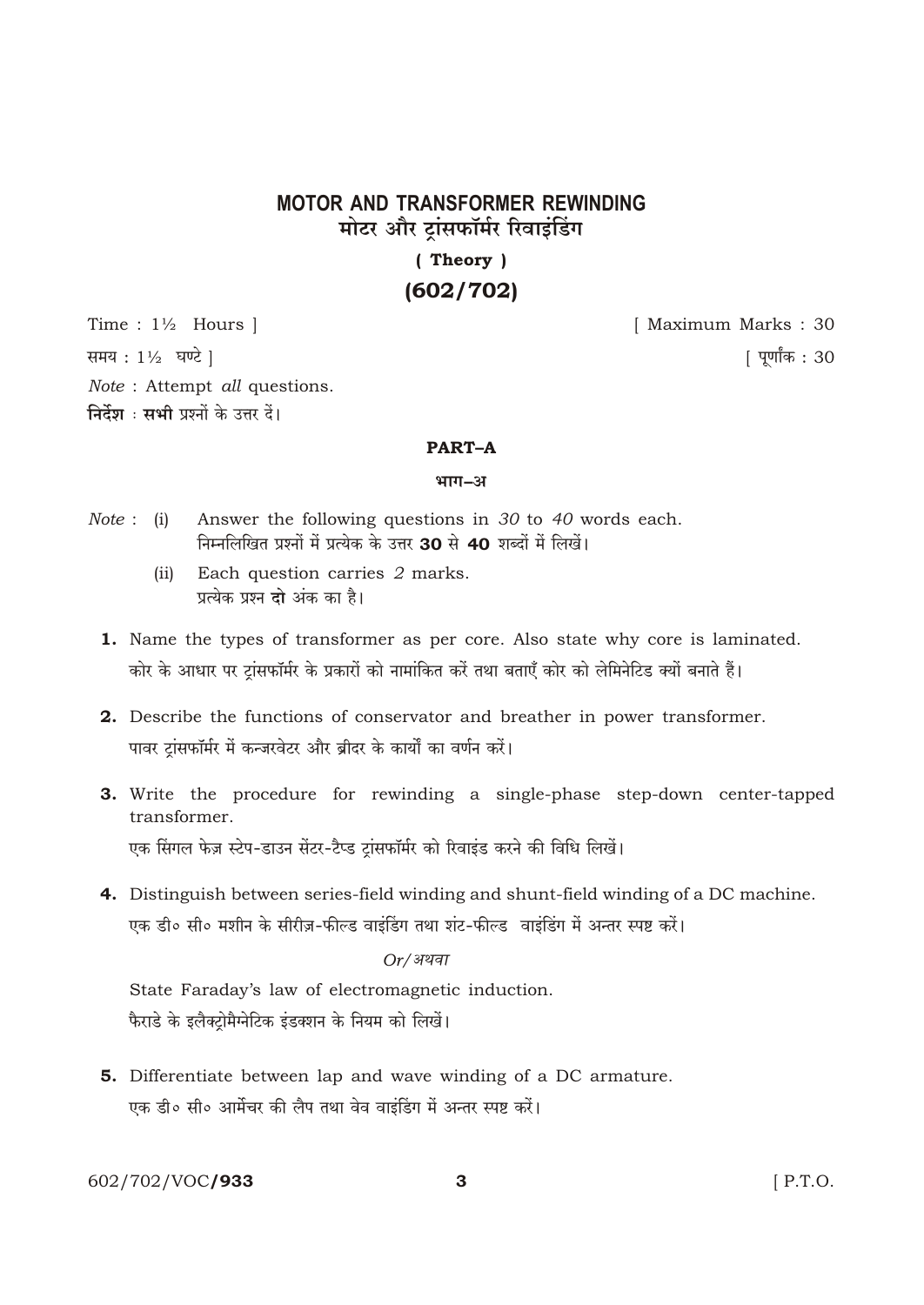# MOTOR AND TRANSFORMER REWINDING

## मोटर और ट्रांसफॉर्मर रिवाइंडिंग

**( Theory )**

**(602/702)**

Time : 1½ Hours ] [ Maximum Marks : 30

समय : 1½ घण्टे ] [ पूर्णांक : 30

*Note* : Attempt *all* questions.

**निर्देश** : **सभी** प्रश्नों के उत्तर दें।

### PART–A

### भाग–अ

*Note* : (i) Answer the following questions in *30* to *40* words each.
निम्नलिखित प्रश्नों में प्रत्येक के उत्तर **30** से **40** शब्दों में लिखें।

(ii) Each question carries *2* marks.
प्रत्येक प्रश्न **दो** अंक का है।

**1.** Name the types of transformer as per core. Also state why core is laminated.
कोर के आधार पर ट्रांसफॉर्मर के प्रकारों को नामांकित करें तथा बताएँ कोर को लेमिनेटिड क्यों बनाते हैं।

**2.** Describe the functions of conservator and breather in power transformer.
पावर ट्रांसफॉर्मर में कन्जरवेटर और ब्रीदर के कार्यों का वर्णन करें।

**3.** Write the procedure for rewinding a single-phase step-down center-tapped transformer.
एक सिंगल फेज़ स्टेप-डाउन सेंटर-टैप्ड ट्रांसफॉर्मर को रिवाइंड करने की विधि लिखें।

**4.** Distinguish between series-field winding and shunt-field winding of a DC machine.
एक डी० सी० मशीन के सीरीज़-फील्ड वाइंडिंग तथा शंट-फील्ड वाइंडिंग में अन्तर स्पष्ट करें।

*Or/अथवा*

State Faraday's law of electromagnetic induction.
फैराडे के इलैक्ट्रोमैग्नेटिक इंडक्शन के नियम को लिखें।

**5.** Differentiate between lap and wave winding of a DC armature.
एक डी० सी० आर्मेचर की लैप तथा वेव वाइंडिंग में अन्तर स्पष्ट करें।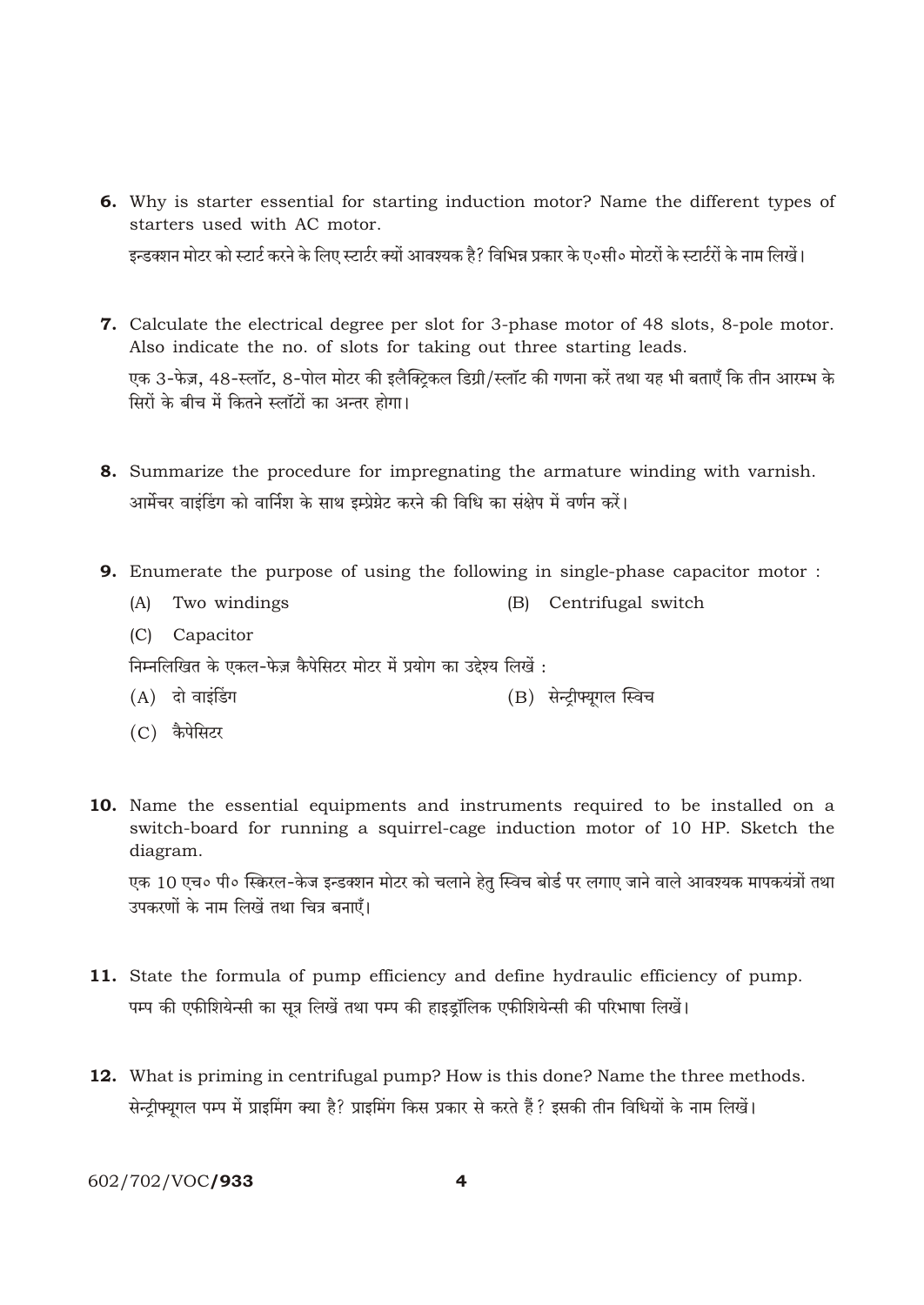**6.** Why is starter essential for starting induction motor? Name the different types of starters used with AC motor.

इन्डक्शन मोटर को स्टार्ट करने के लिए स्टार्टर क्यों आवश्यक है? विभिन्न प्रकार के ए०सी० मोटरों के स्टार्टरों के नाम लिखें।

**7.** Calculate the electrical degree per slot for 3-phase motor of 48 slots, 8-pole motor. Also indicate the no. of slots for taking out three starting leads.

एक 3-फेज़, 48-स्लॉट, 8-पोल मोटर की इलैक्ट्रिकल डिग्री/स्लॉट की गणना करें तथा यह भी बताएँ कि तीन आरम्भ के सिरों के बीच में कितने स्लॉटों का अन्तर होगा।

**8.** Summarize the procedure for impregnating the armature winding with varnish.

आर्मेचर वाइंडिंग को वार्निश के साथ इम्प्रेग्नेट करने की विधि का संक्षेप में वर्णन करें।

**9.** Enumerate the purpose of using the following in single-phase capacitor motor :

(A) Two windings

(B) Centrifugal switch

(C) Capacitor

निम्नलिखित के एकल-फेज़ कैपेसिटर मोटर में प्रयोग का उद्देश्य लिखें :

(A) दो वाइंडिंग

(B) सेन्ट्रीफ्यूगल स्विच

(C) कैपेसिटर

**10.** Name the essential equipments and instruments required to be installed on a switch-board for running a squirrel-cage induction motor of 10 HP. Sketch the diagram.

एक 10 एच० पी० स्क्रिल-केज इन्डक्शन मोटर को चलाने हेतु स्विच बोर्ड पर लगाए जाने वाले आवश्यक मापकयंत्रों तथा उपकरणों के नाम लिखें तथा चित्र बनाएँ।

**11.** State the formula of pump efficiency and define hydraulic efficiency of pump.

पम्प की एफीशियेन्सी का सूत्र लिखें तथा पम्प की हाइड्रॉलिक एफीशियेन्सी की परिभाषा लिखें।

**12.** What is priming in centrifugal pump? How is this done? Name the three methods.

सेन्ट्रीफ्यूगल पम्प में प्राइमिंग क्या है? प्राइमिंग किस प्रकार से करते हैं? इसकी तीन विधियों के नाम लिखें।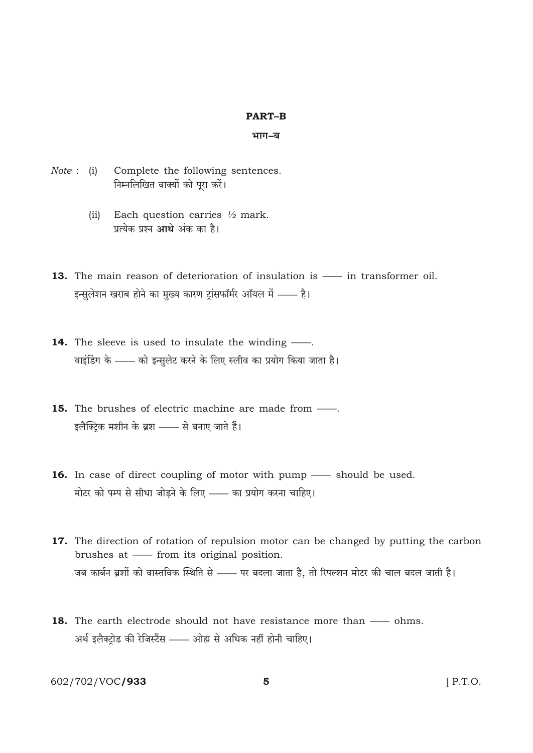## PART–B

### भाग–ब

*Note* : (i) Complete the following sentences.
निम्नलिखित वाक्यों को पूरा करें।

(ii) Each question carries ½ mark.
प्रत्येक प्रश्न **आधे** अंक का है।

**13.** The main reason of deterioration of insulation is —— in transformer oil.
इन्सुलेशन खराब होने का मुख्य कारण ट्रांसफॉर्मर ऑयल में —— है।

**14.** The sleeve is used to insulate the winding ——.
वाइंडिंग के —— को इन्सुलेट करने के लिए स्लीव का प्रयोग किया जाता है।

**15.** The brushes of electric machine are made from ——.
इलैक्ट्रिक मशीन के ब्रश —— से बनाए जाते हैं।

**16.** In case of direct coupling of motor with pump —— should be used.
मोटर को पम्प से सीधा जोड़ने के लिए —— का प्रयोग करना चाहिए।

**17.** The direction of rotation of repulsion motor can be changed by putting the carbon brushes at —— from its original position.
जब कार्बन ब्रशों को वास्तविक स्थिति से —— पर बदला जाता है, तो रिपल्शन मोटर की चाल बदल जाती है।

**18.** The earth electrode should not have resistance more than —— ohms.
अर्थ इलैक्ट्रोड की रेजिस्टेंस —— ओह्म से अधिक नहीं होनी चाहिए।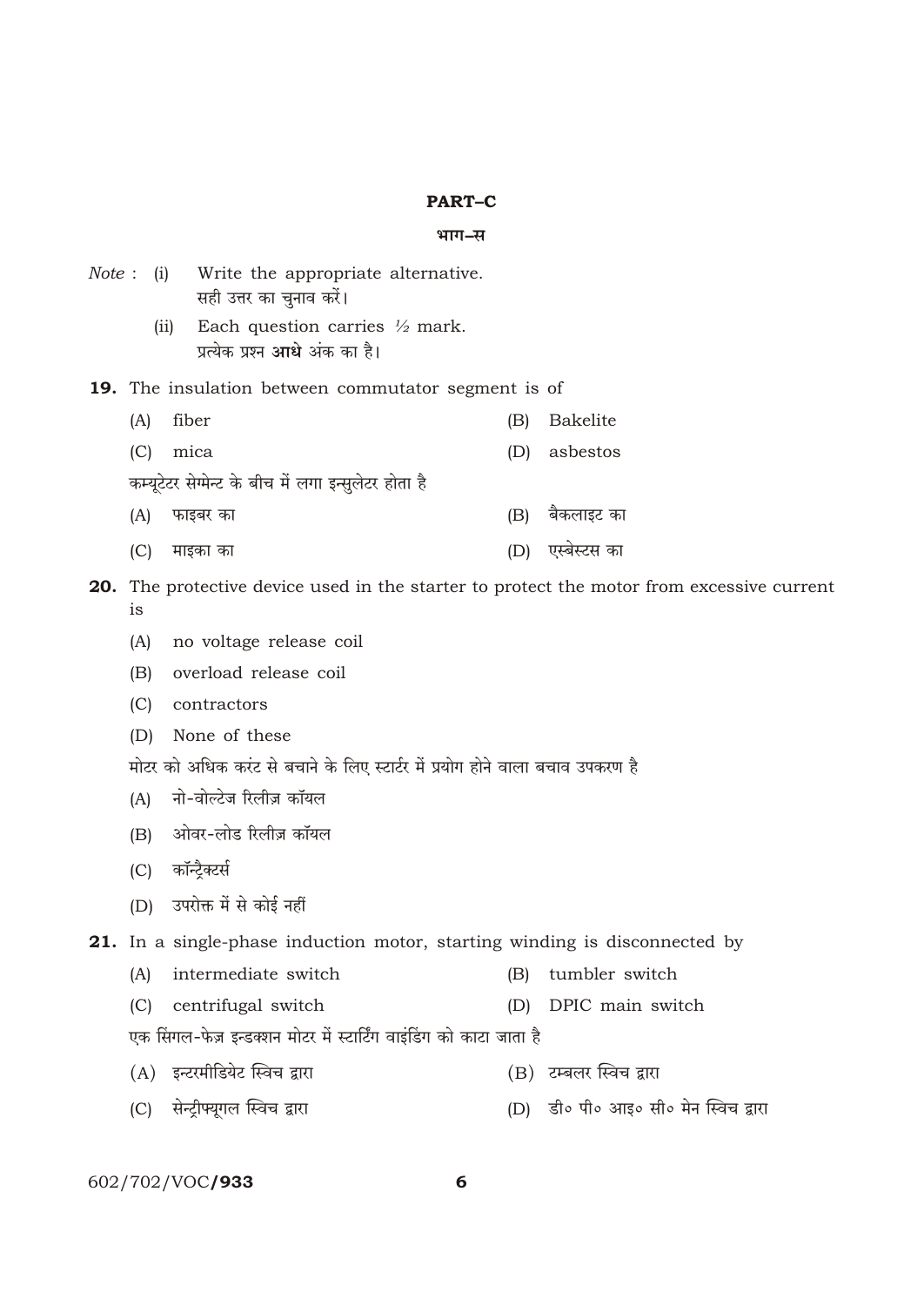## PART–C

### भाग–स

*Note* : (i) Write the appropriate alternative.
सही उत्तर का चुनाव करें।

(ii) Each question carries ½ mark.
प्रत्येक प्रश्न **आधे** अंक का है।

**19.** The insulation between commutator segment is of

(A) fiber  (B) Bakelite

(C) mica  (D) asbestos

कम्यूटेटर सेग्मेन्ट के बीच में लगा इन्सुलेटर होता है

(A) फाइबर का  (B) बैकलाइट का

(C) माइका का  (D) एस्बेस्टस का

**20.** The protective device used in the starter to protect the motor from excessive current is

(A) no voltage release coil

(B) overload release coil

(C) contractors

(D) None of these

मोटर को अधिक करंट से बचाने के लिए स्टार्टर में प्रयोग होने वाला बचाव उपकरण है

(A) नो-वोल्टेज रिलीज़ कॉयल

(B) ओवर-लोड रिलीज़ कॉयल

(C) कॉन्ट्रैक्टर्स

(D) उपरोक्त में से कोई नहीं

**21.** In a single-phase induction motor, starting winding is disconnected by

(A) intermediate switch  (B) tumbler switch

(C) centrifugal switch  (D) DPIC main switch

एक सिंगल-फेज़ इन्डक्शन मोटर में स्टार्टिंग वाइंडिंग को काटा जाता है

(A) इन्टरमीडियेट स्विच द्वारा  (B) टम्बलर स्विच द्वारा

(C) सेन्ट्रीफ्यूगल स्विच द्वारा  (D) डी० पी० आइ० सी० मेन स्विच द्वारा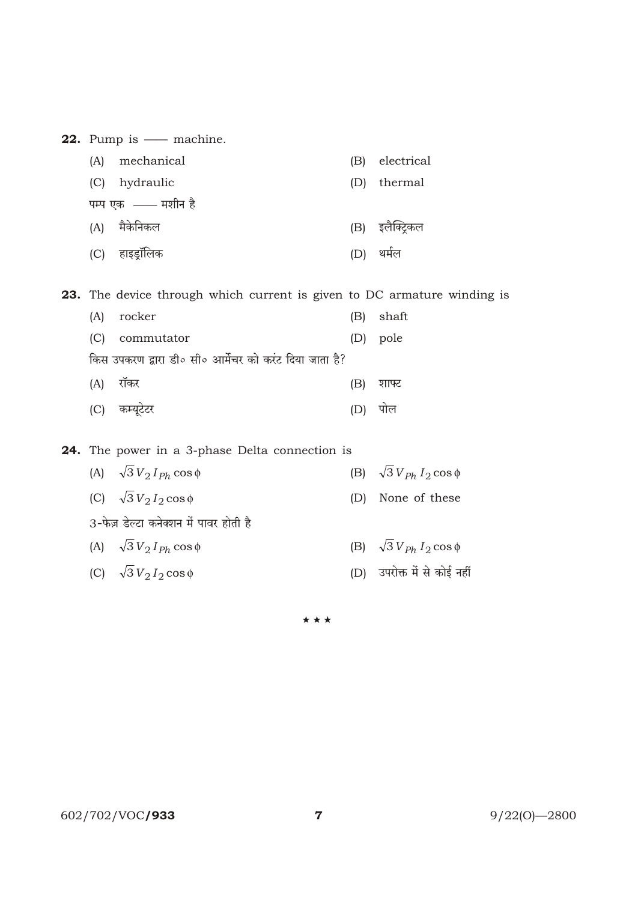**22.** Pump is —— machine.

(A) mechanical (B) electrical

(C) hydraulic (D) thermal

पम्प एक —— मशीन है

(A) मैकेनिकल (B) इलैक्ट्रिकल

(C) हाइड्रॉलिक (D) थर्मल

**23.** The device through which current is given to DC armature winding is

(A) rocker (B) shaft

(C) commutator (D) pole

किस उपकरण द्वारा डी० सी० आर्मेचर को करंट दिया जाता है?

(A) रॉकर (B) शाफ्ट

(C) कम्यूटेटर (D) पोल

**24.** The power in a 3-phase Delta connection is

(A) $\sqrt{3}V_2 I_{Ph}\cos\phi$ (B) $\sqrt{3}V_{Ph} I_2\cos\phi$

(C) $\sqrt{3}V_2 I_2\cos\phi$ (D) None of these

3-फेज़ डेल्टा कनेक्शन में पावर होती है

(A) $\sqrt{3}V_2 I_{Ph}\cos\phi$ (B) $\sqrt{3}V_{Ph} I_2\cos\phi$

(C) $\sqrt{3}V_2 I_2\cos\phi$ (D) उपरोक्त में से कोई नहीं

★ ★ ★